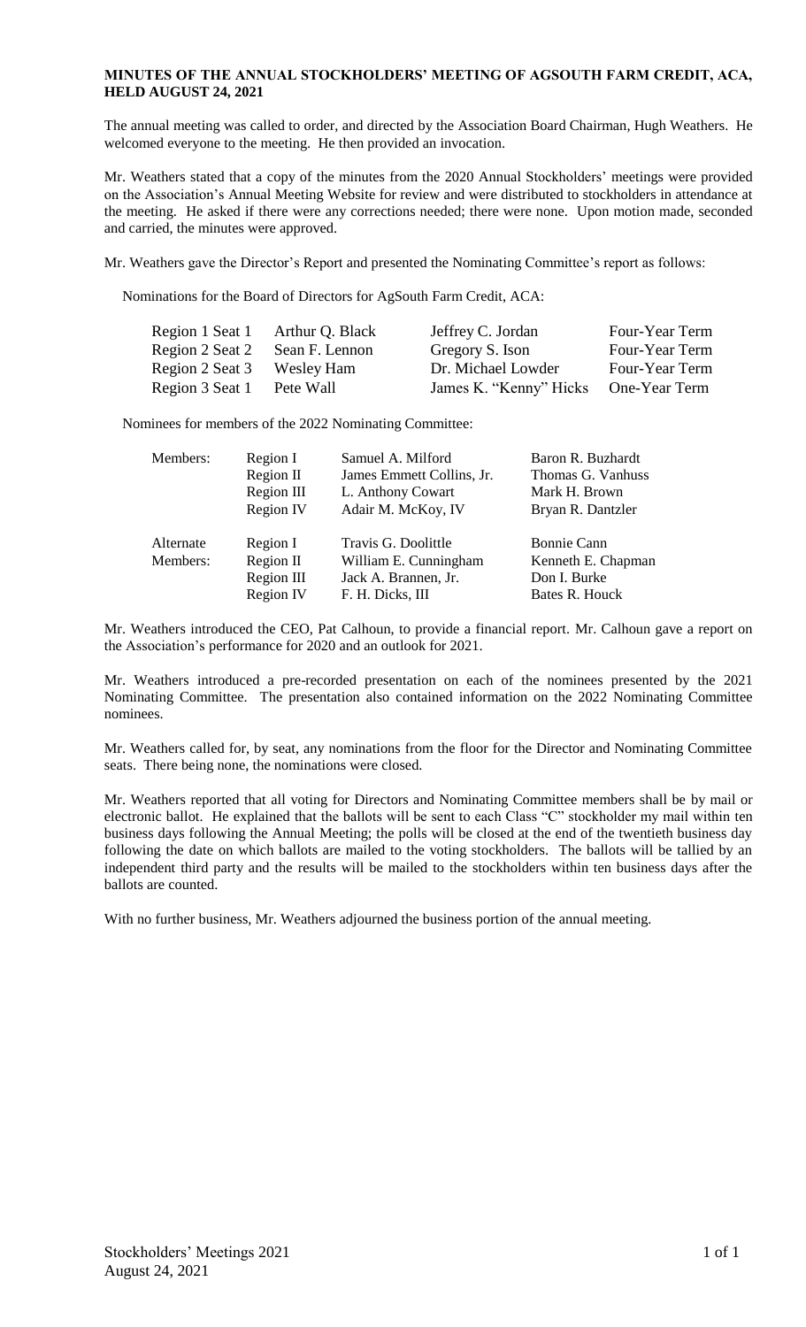# MINUTES OF THE ANNUAL STOCKHOLDERS' MEETING OF AGSOUTH FARM CREDIT, ACA, HELD AUGUST 24, 2021

The annual meeting was called to order, and directed by the Association Board Chairman, Hugh Weathers. He welcomed everyone to the meeting. He then provided an invocation.

Mr. Weathers stated that a copy of the minutes from the 2020 Annual Stockholders' meetings were provided on the Association's Annual Meeting Website for review and were distributed to stockholders in attendance at the meeting. He asked if there were any corrections needed; there were none. Upon motion made, seconded and carried, the minutes were approved.

Mr. Weathers gave the Director's Report and presented the Nominating Committee's report as follows:

Nominations for the Board of Directors for AgSouth Farm Credit, ACA:

| | | | |
|---|---|---|---|
| Region 1 Seat 1 | Arthur Q. Black | Jeffrey C. Jordan | Four-Year Term |
| Region 2 Seat 2 | Sean F. Lennon | Gregory S. Ison | Four-Year Term |
| Region 2 Seat 3 | Wesley Ham | Dr. Michael Lowder | Four-Year Term |
| Region 3 Seat 1 | Pete Wall | James K. "Kenny" Hicks | One-Year Term |

Nominees for members of the 2022 Nominating Committee:

| | | | |
|---|---|---|---|
| Members: | Region I | Samuel A. Milford | Baron R. Buzhardt |
| | Region II | James Emmett Collins, Jr. | Thomas G. Vanhuss |
| | Region III | L. Anthony Cowart | Mark H. Brown |
| | Region IV | Adair M. McKoy, IV | Bryan R. Dantzler |
| Alternate Members: | Region I | Travis G. Doolittle | Bonnie Cann |
| | Region II | William E. Cunningham | Kenneth E. Chapman |
| | Region III | Jack A. Brannen, Jr. | Don I. Burke |
| | Region IV | F. H. Dicks, III | Bates R. Houck |

Mr. Weathers introduced the CEO, Pat Calhoun, to provide a financial report. Mr. Calhoun gave a report on the Association's performance for 2020 and an outlook for 2021.

Mr. Weathers introduced a pre-recorded presentation on each of the nominees presented by the 2021 Nominating Committee. The presentation also contained information on the 2022 Nominating Committee nominees.

Mr. Weathers called for, by seat, any nominations from the floor for the Director and Nominating Committee seats. There being none, the nominations were closed.

Mr. Weathers reported that all voting for Directors and Nominating Committee members shall be by mail or electronic ballot. He explained that the ballots will be sent to each Class "C" stockholder my mail within ten business days following the Annual Meeting; the polls will be closed at the end of the twentieth business day following the date on which ballots are mailed to the voting stockholders. The ballots will be tallied by an independent third party and the results will be mailed to the stockholders within ten business days after the ballots are counted.

With no further business, Mr. Weathers adjourned the business portion of the annual meeting.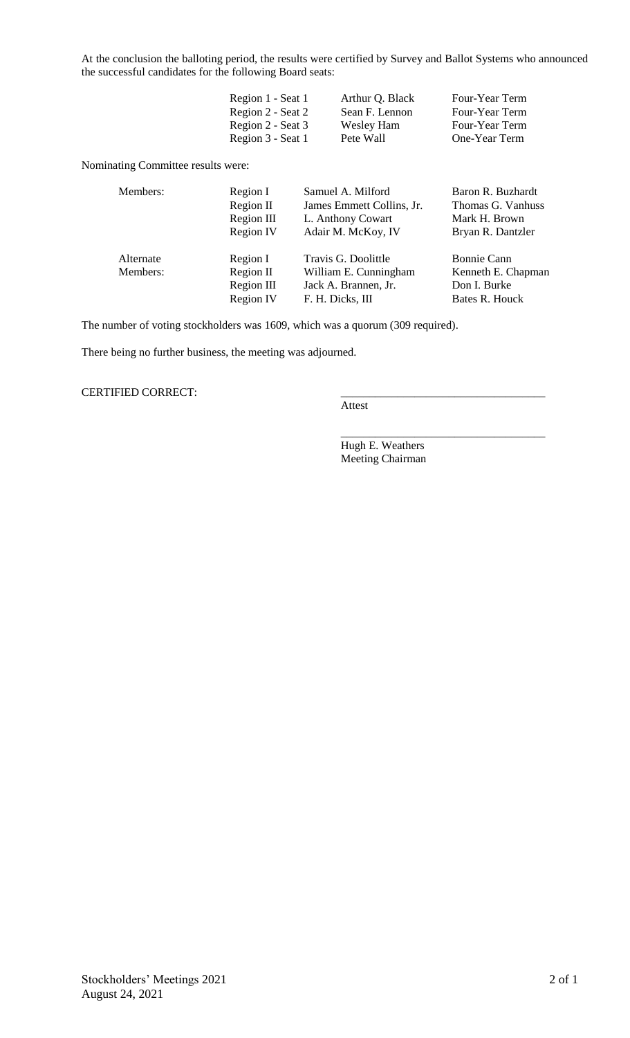At the conclusion the balloting period, the results were certified by Survey and Ballot Systems who announced the successful candidates for the following Board seats:

| | | |
|---|---|---|
| Region 1 - Seat 1 | Arthur Q. Black | Four-Year Term |
| Region 2 - Seat 2 | Sean F. Lennon | Four-Year Term |
| Region 2 - Seat 3 | Wesley Ham | Four-Year Term |
| Region 3 - Seat 1 | Pete Wall | One-Year Term |

Nominating Committee results were:

| | | | |
|---|---|---|---|
| Members: | Region I | Samuel A. Milford | Baron R. Buzhardt |
| | Region II | James Emmett Collins, Jr. | Thomas G. Vanhuss |
| | Region III | L. Anthony Cowart | Mark H. Brown |
| | Region IV | Adair M. McKoy, IV | Bryan R. Dantzler |
| Alternate Members: | Region I | Travis G. Doolittle | Bonnie Cann |
| | Region II | William E. Cunningham | Kenneth E. Chapman |
| | Region III | Jack A. Brannen, Jr. | Don I. Burke |
| | Region IV | F. H. Dicks, III | Bates R. Houck |

The number of voting stockholders was 1609, which was a quorum (309 required).

There being no further business, the meeting was adjourned.

CERTIFIED CORRECT:

___________________________________
Attest

___________________________________
Hugh E. Weathers
Meeting Chairman